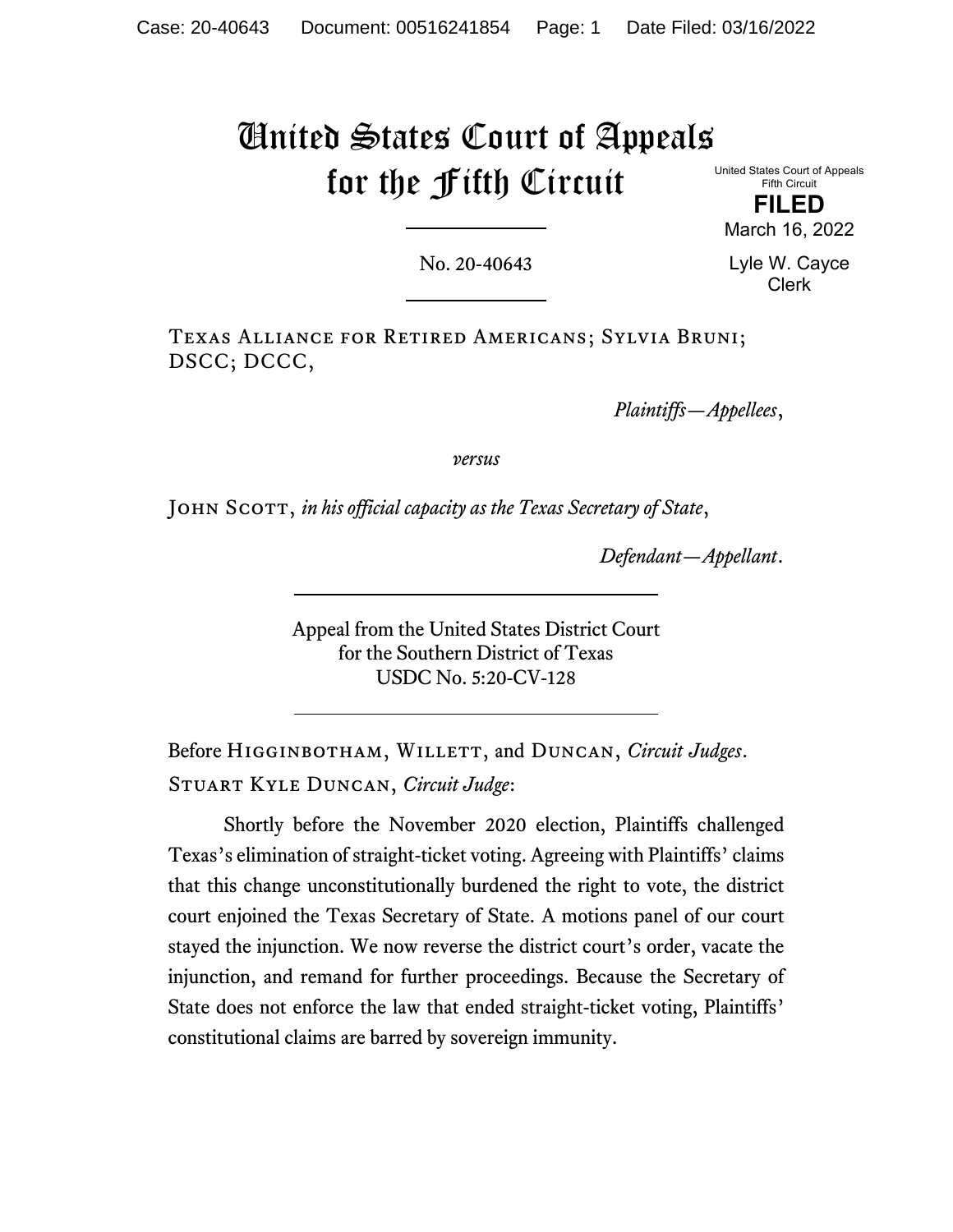# United States Court of Appeals for the Fifth Circuit

United States Court of Appeals
Fifth Circuit

**FILED**

March 16, 2022

Lyle W. Cayce
Clerk

No. 20-40643

Texas Alliance for Retired Americans; Sylvia Bruni; DSCC; DCCC,

*Plaintiffs—Appellees*,

*versus*

John Scott, *in his official capacity as the Texas Secretary of State*,

*Defendant—Appellant*.

Appeal from the United States District Court
for the Southern District of Texas
USDC No. 5:20-CV-128

Before Higginbotham, Willett, and Duncan, *Circuit Judges*.

Stuart Kyle Duncan, *Circuit Judge*:

Shortly before the November 2020 election, Plaintiffs challenged Texas's elimination of straight-ticket voting. Agreeing with Plaintiffs' claims that this change unconstitutionally burdened the right to vote, the district court enjoined the Texas Secretary of State. A motions panel of our court stayed the injunction. We now reverse the district court's order, vacate the injunction, and remand for further proceedings. Because the Secretary of State does not enforce the law that ended straight-ticket voting, Plaintiffs' constitutional claims are barred by sovereign immunity.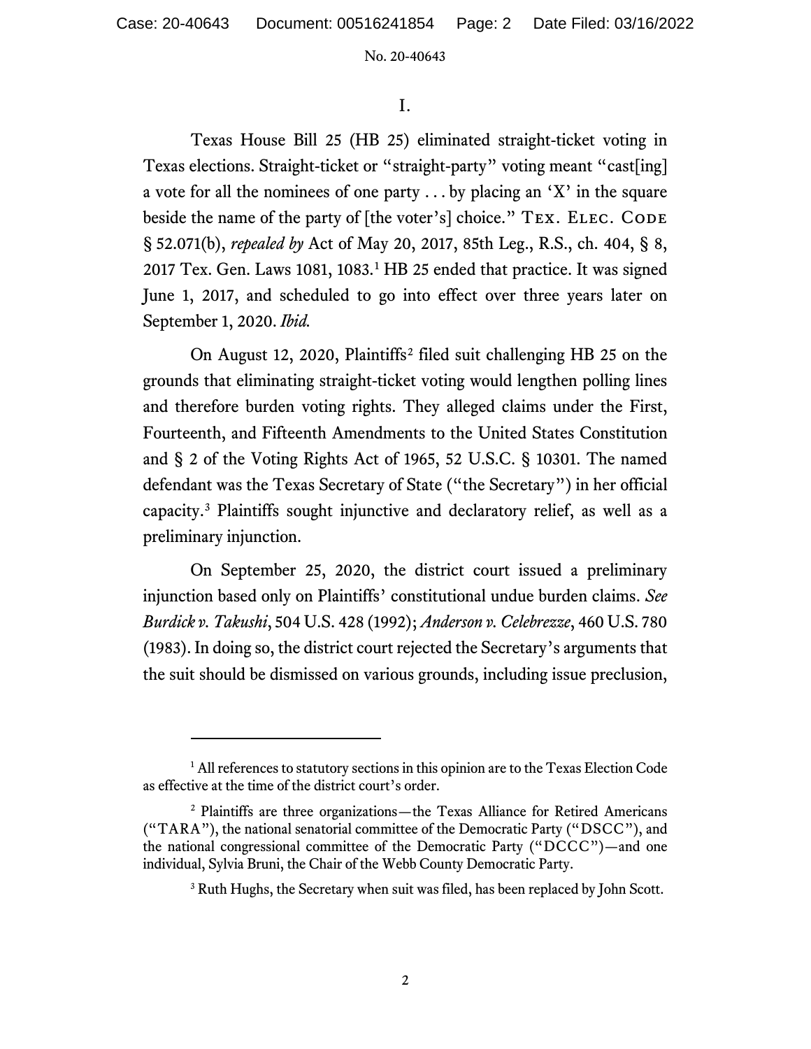I.

Texas House Bill 25 (HB 25) eliminated straight-ticket voting in Texas elections. Straight-ticket or "straight-party" voting meant "cast[ing] a vote for all the nominees of one party . . . by placing an 'X' in the square beside the name of the party of [the voter's] choice." TEX. ELEC. CODE § 52.071(b), *repealed by* Act of May 20, 2017, 85th Leg., R.S., ch. 404, § 8, 2017 Tex. Gen. Laws 1081, 1083.[1] HB 25 ended that practice. It was signed June 1, 2017, and scheduled to go into effect over three years later on September 1, 2020. *Ibid.*

On August 12, 2020, Plaintiffs[2] filed suit challenging HB 25 on the grounds that eliminating straight-ticket voting would lengthen polling lines and therefore burden voting rights. They alleged claims under the First, Fourteenth, and Fifteenth Amendments to the United States Constitution and § 2 of the Voting Rights Act of 1965, 52 U.S.C. § 10301. The named defendant was the Texas Secretary of State ("the Secretary") in her official capacity.[3] Plaintiffs sought injunctive and declaratory relief, as well as a preliminary injunction.

On September 25, 2020, the district court issued a preliminary injunction based only on Plaintiffs' constitutional undue burden claims. *See Burdick v. Takushi*, 504 U.S. 428 (1992); *Anderson v. Celebrezze*, 460 U.S. 780 (1983). In doing so, the district court rejected the Secretary's arguments that the suit should be dismissed on various grounds, including issue preclusion,

---

[1] All references to statutory sections in this opinion are to the Texas Election Code as effective at the time of the district court's order.

[2] Plaintiffs are three organizations—the Texas Alliance for Retired Americans ("TARA"), the national senatorial committee of the Democratic Party ("DSCC"), and the national congressional committee of the Democratic Party ("DCCC")—and one individual, Sylvia Bruni, the Chair of the Webb County Democratic Party.

[3] Ruth Hughs, the Secretary when suit was filed, has been replaced by John Scott.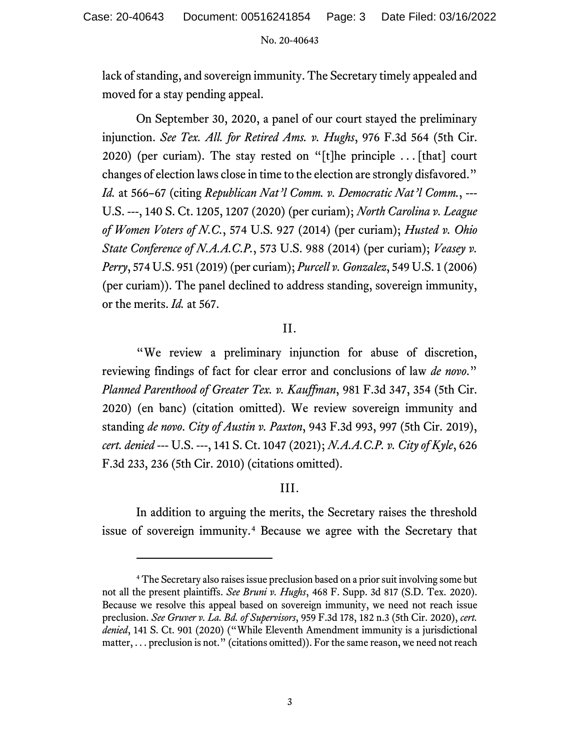lack of standing, and sovereign immunity. The Secretary timely appealed and moved for a stay pending appeal.

On September 30, 2020, a panel of our court stayed the preliminary injunction. *See Tex. All. for Retired Ams. v. Hughs*, 976 F.3d 564 (5th Cir. 2020) (per curiam). The stay rested on "[t]he principle . . . [that] court changes of election laws close in time to the election are strongly disfavored." *Id.* at 566–67 (citing *Republican Nat'l Comm. v. Democratic Nat'l Comm.*, --- U.S. ---, 140 S. Ct. 1205, 1207 (2020) (per curiam); *North Carolina v. League of Women Voters of N.C.*, 574 U.S. 927 (2014) (per curiam); *Husted v. Ohio State Conference of N.A.A.C.P.*, 573 U.S. 988 (2014) (per curiam); *Veasey v. Perry*, 574 U.S. 951 (2019) (per curiam); *Purcell v. Gonzalez*, 549 U.S. 1 (2006) (per curiam)). The panel declined to address standing, sovereign immunity, or the merits. *Id.* at 567.

## II.

"We review a preliminary injunction for abuse of discretion, reviewing findings of fact for clear error and conclusions of law *de novo*." *Planned Parenthood of Greater Tex. v. Kauffman*, 981 F.3d 347, 354 (5th Cir. 2020) (en banc) (citation omitted). We review sovereign immunity and standing *de novo*. *City of Austin v. Paxton*, 943 F.3d 993, 997 (5th Cir. 2019), *cert. denied* --- U.S. ---, 141 S. Ct. 1047 (2021); *N.A.A.C.P. v. City of Kyle*, 626 F.3d 233, 236 (5th Cir. 2010) (citations omitted).

## III.

In addition to arguing the merits, the Secretary raises the threshold issue of sovereign immunity.[4] Because we agree with the Secretary that

---

[4] The Secretary also raises issue preclusion based on a prior suit involving some but not all the present plaintiffs. *See Bruni v. Hughs*, 468 F. Supp. 3d 817 (S.D. Tex. 2020). Because we resolve this appeal based on sovereign immunity, we need not reach issue preclusion. *See Gruver v. La. Bd. of Supervisors*, 959 F.3d 178, 182 n.3 (5th Cir. 2020), *cert. denied*, 141 S. Ct. 901 (2020) ("While Eleventh Amendment immunity is a jurisdictional matter, . . . preclusion is not." (citations omitted)). For the same reason, we need not reach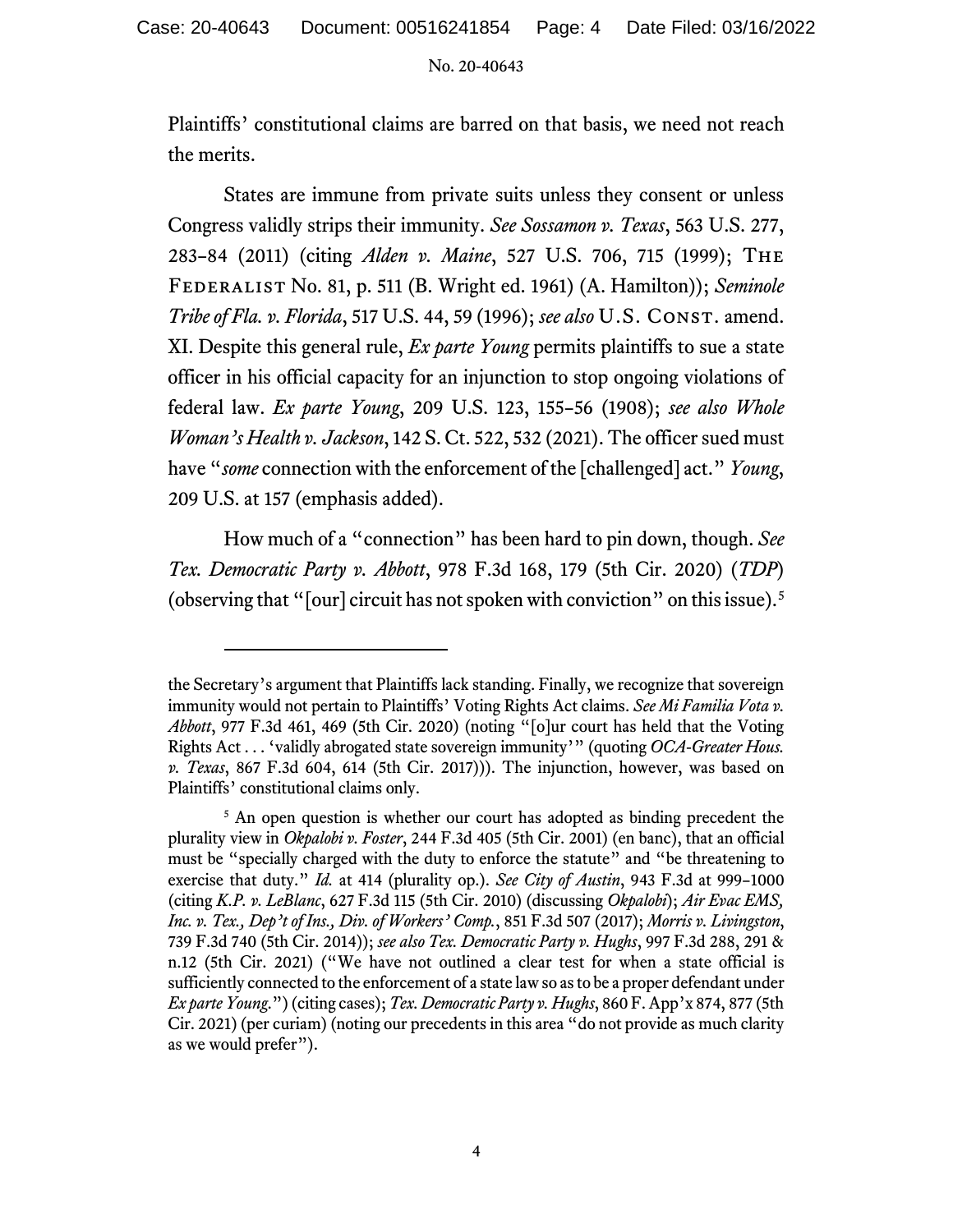Plaintiffs' constitutional claims are barred on that basis, we need not reach the merits.

States are immune from private suits unless they consent or unless Congress validly strips their immunity. *See Sossamon v. Texas*, 563 U.S. 277, 283–84 (2011) (citing *Alden v. Maine*, 527 U.S. 706, 715 (1999); The Federalist No. 81, p. 511 (B. Wright ed. 1961) (A. Hamilton)); *Seminole Tribe of Fla. v. Florida*, 517 U.S. 44, 59 (1996); *see also* U.S. Const. amend. XI. Despite this general rule, *Ex parte Young* permits plaintiffs to sue a state officer in his official capacity for an injunction to stop ongoing violations of federal law. *Ex parte Young*, 209 U.S. 123, 155–56 (1908); *see also Whole Woman's Health v. Jackson*, 142 S. Ct. 522, 532 (2021). The officer sued must have "*some* connection with the enforcement of the [challenged] act." *Young*, 209 U.S. at 157 (emphasis added).

How much of a "connection" has been hard to pin down, though. *See Tex. Democratic Party v. Abbott*, 978 F.3d 168, 179 (5th Cir. 2020) (*TDP*) (observing that "[our] circuit has not spoken with conviction" on this issue).[5]

---

the Secretary's argument that Plaintiffs lack standing. Finally, we recognize that sovereign immunity would not pertain to Plaintiffs' Voting Rights Act claims. *See Mi Familia Vota v. Abbott*, 977 F.3d 461, 469 (5th Cir. 2020) (noting "[o]ur court has held that the Voting Rights Act . . . 'validly abrogated state sovereign immunity'" (quoting *OCA-Greater Hous. v. Texas*, 867 F.3d 604, 614 (5th Cir. 2017))). The injunction, however, was based on Plaintiffs' constitutional claims only.

[5] An open question is whether our court has adopted as binding precedent the plurality view in *Okpalobi v. Foster*, 244 F.3d 405 (5th Cir. 2001) (en banc), that an official must be "specially charged with the duty to enforce the statute" and "be threatening to exercise that duty." *Id.* at 414 (plurality op.). *See City of Austin*, 943 F.3d at 999–1000 (citing *K.P. v. LeBlanc*, 627 F.3d 115 (5th Cir. 2010) (discussing *Okpalobi*); *Air Evac EMS, Inc. v. Tex., Dep't of Ins., Div. of Workers' Comp.*, 851 F.3d 507 (2017); *Morris v. Livingston*, 739 F.3d 740 (5th Cir. 2014)); *see also Tex. Democratic Party v. Hughs*, 997 F.3d 288, 291 & n.12 (5th Cir. 2021) ("We have not outlined a clear test for when a state official is sufficiently connected to the enforcement of a state law so as to be a proper defendant under *Ex parte Young*.") (citing cases); *Tex. Democratic Party v. Hughs*, 860 F. App'x 874, 877 (5th Cir. 2021) (per curiam) (noting our precedents in this area "do not provide as much clarity as we would prefer").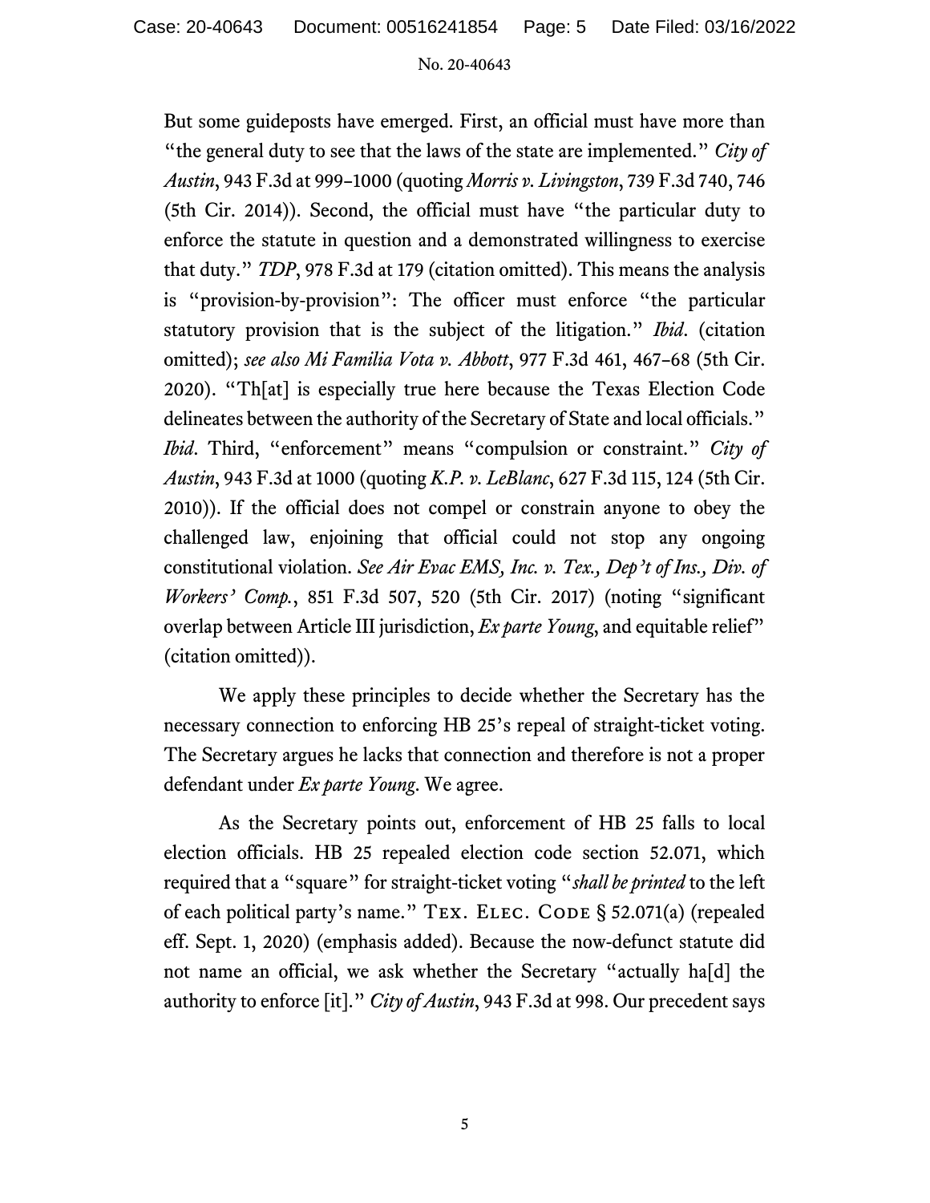But some guideposts have emerged. First, an official must have more than "the general duty to see that the laws of the state are implemented." *City of Austin*, 943 F.3d at 999–1000 (quoting *Morris v. Livingston*, 739 F.3d 740, 746 (5th Cir. 2014)). Second, the official must have "the particular duty to enforce the statute in question and a demonstrated willingness to exercise that duty." *TDP*, 978 F.3d at 179 (citation omitted). This means the analysis is "provision-by-provision": The officer must enforce "the particular statutory provision that is the subject of the litigation." *Ibid*. (citation omitted); *see also Mi Familia Vota v. Abbott*, 977 F.3d 461, 467–68 (5th Cir. 2020). "Th[at] is especially true here because the Texas Election Code delineates between the authority of the Secretary of State and local officials." *Ibid*. Third, "enforcement" means "compulsion or constraint." *City of Austin*, 943 F.3d at 1000 (quoting *K.P. v. LeBlanc*, 627 F.3d 115, 124 (5th Cir. 2010)). If the official does not compel or constrain anyone to obey the challenged law, enjoining that official could not stop any ongoing constitutional violation. *See Air Evac EMS, Inc. v. Tex., Dep't of Ins., Div. of Workers' Comp.*, 851 F.3d 507, 520 (5th Cir. 2017) (noting "significant overlap between Article III jurisdiction, *Ex parte Young*, and equitable relief" (citation omitted)).

We apply these principles to decide whether the Secretary has the necessary connection to enforcing HB 25's repeal of straight-ticket voting. The Secretary argues he lacks that connection and therefore is not a proper defendant under *Ex parte Young*. We agree.

As the Secretary points out, enforcement of HB 25 falls to local election officials. HB 25 repealed election code section 52.071, which required that a "square" for straight-ticket voting "*shall be printed* to the left of each political party's name." Tex. Elec. Code § 52.071(a) (repealed eff. Sept. 1, 2020) (emphasis added). Because the now-defunct statute did not name an official, we ask whether the Secretary "actually ha[d] the authority to enforce [it]." *City of Austin*, 943 F.3d at 998. Our precedent says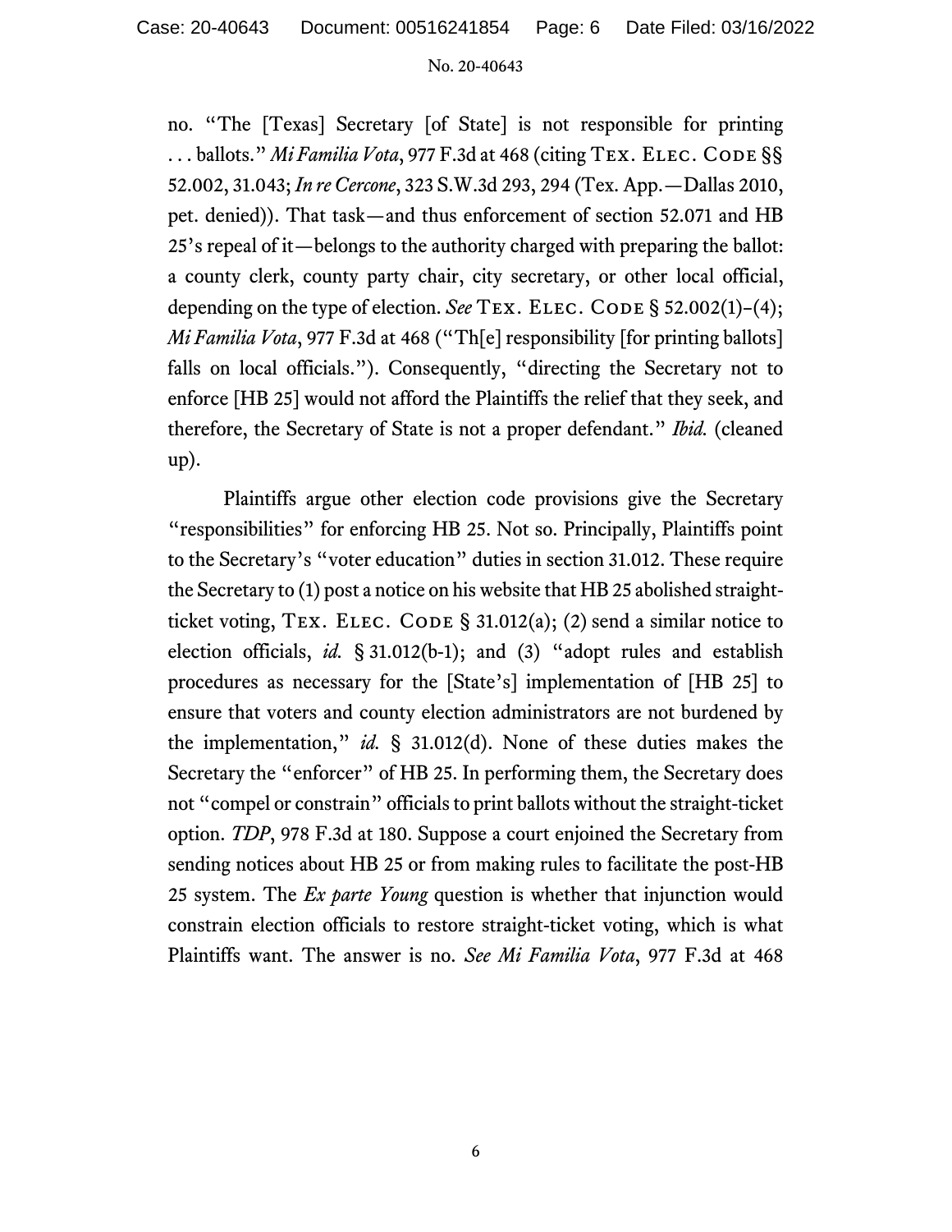no. "The [Texas] Secretary [of State] is not responsible for printing . . . ballots." *Mi Familia Vota*, 977 F.3d at 468 (citing TEX. ELEC. CODE §§ 52.002, 31.043; *In re Cercone*, 323 S.W.3d 293, 294 (Tex. App.—Dallas 2010, pet. denied)). That task—and thus enforcement of section 52.071 and HB 25's repeal of it—belongs to the authority charged with preparing the ballot: a county clerk, county party chair, city secretary, or other local official, depending on the type of election. *See* TEX. ELEC. CODE § 52.002(1)–(4); *Mi Familia Vota*, 977 F.3d at 468 ("Th[e] responsibility [for printing ballots] falls on local officials."). Consequently, "directing the Secretary not to enforce [HB 25] would not afford the Plaintiffs the relief that they seek, and therefore, the Secretary of State is not a proper defendant." *Ibid.* (cleaned up).

Plaintiffs argue other election code provisions give the Secretary "responsibilities" for enforcing HB 25. Not so. Principally, Plaintiffs point to the Secretary's "voter education" duties in section 31.012. These require the Secretary to (1) post a notice on his website that HB 25 abolished straight-ticket voting, TEX. ELEC. CODE § 31.012(a); (2) send a similar notice to election officials, *id.* § 31.012(b-1); and (3) "adopt rules and establish procedures as necessary for the [State's] implementation of [HB 25] to ensure that voters and county election administrators are not burdened by the implementation," *id.* § 31.012(d). None of these duties makes the Secretary the "enforcer" of HB 25. In performing them, the Secretary does not "compel or constrain" officials to print ballots without the straight-ticket option. *TDP*, 978 F.3d at 180. Suppose a court enjoined the Secretary from sending notices about HB 25 or from making rules to facilitate the post-HB 25 system. The *Ex parte Young* question is whether that injunction would constrain election officials to restore straight-ticket voting, which is what Plaintiffs want. The answer is no. *See Mi Familia Vota*, 977 F.3d at 468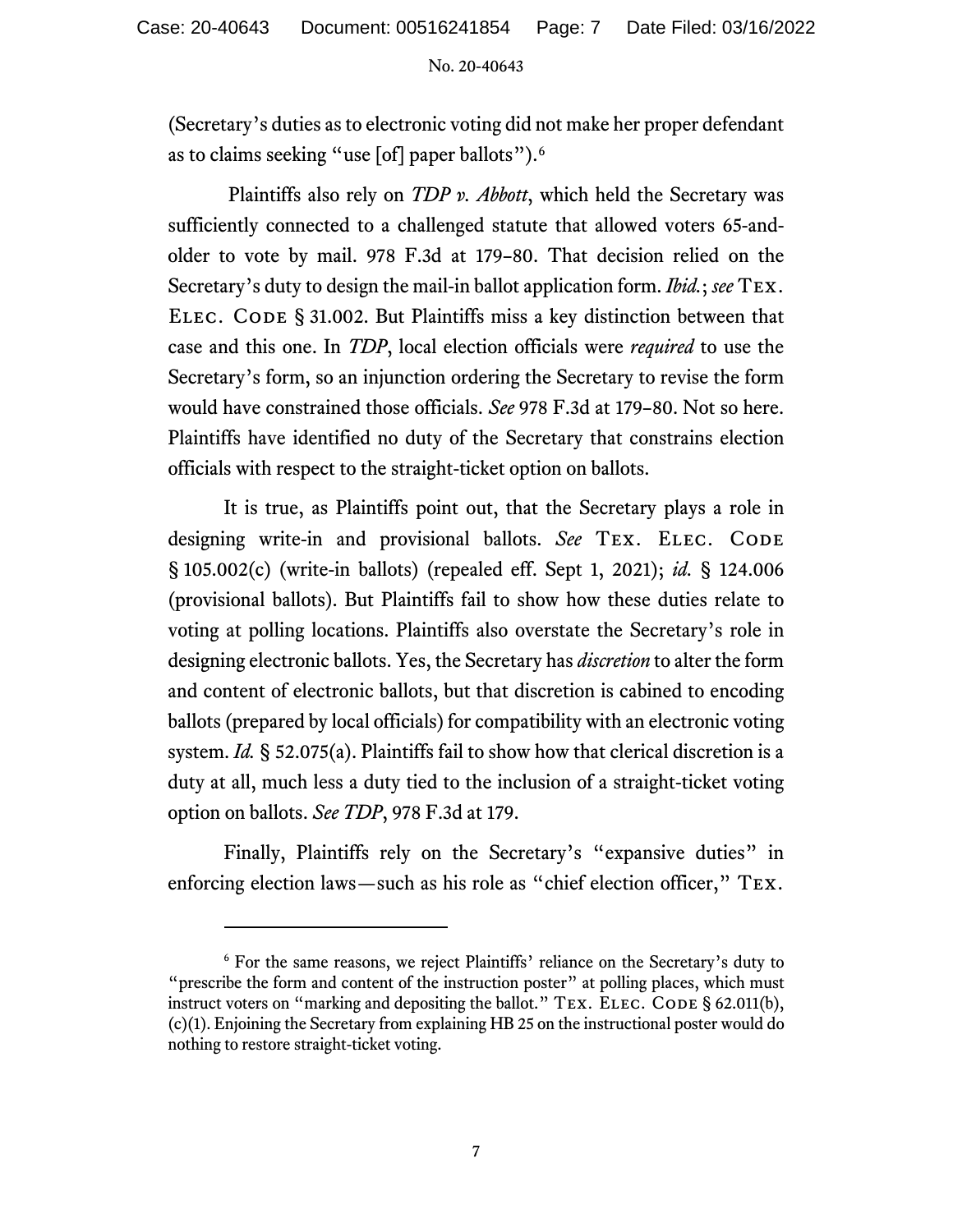(Secretary's duties as to electronic voting did not make her proper defendant as to claims seeking "use [of] paper ballots").[6]

Plaintiffs also rely on *TDP v. Abbott*, which held the Secretary was sufficiently connected to a challenged statute that allowed voters 65-and-older to vote by mail. 978 F.3d at 179–80. That decision relied on the Secretary's duty to design the mail-in ballot application form. *Ibid.*; *see* Tex. Elec. Code § 31.002. But Plaintiffs miss a key distinction between that case and this one. In *TDP*, local election officials were *required* to use the Secretary's form, so an injunction ordering the Secretary to revise the form would have constrained those officials. *See* 978 F.3d at 179–80. Not so here. Plaintiffs have identified no duty of the Secretary that constrains election officials with respect to the straight-ticket option on ballots.

It is true, as Plaintiffs point out, that the Secretary plays a role in designing write-in and provisional ballots. *See* Tex. Elec. Code § 105.002(c) (write-in ballots) (repealed eff. Sept 1, 2021); *id.* § 124.006 (provisional ballots). But Plaintiffs fail to show how these duties relate to voting at polling locations. Plaintiffs also overstate the Secretary's role in designing electronic ballots. Yes, the Secretary has *discretion* to alter the form and content of electronic ballots, but that discretion is cabined to encoding ballots (prepared by local officials) for compatibility with an electronic voting system. *Id.* § 52.075(a). Plaintiffs fail to show how that clerical discretion is a duty at all, much less a duty tied to the inclusion of a straight-ticket voting option on ballots. *See TDP*, 978 F.3d at 179.

Finally, Plaintiffs rely on the Secretary's "expansive duties" in enforcing election laws—such as his role as "chief election officer," Tex.

---

[6] For the same reasons, we reject Plaintiffs' reliance on the Secretary's duty to "prescribe the form and content of the instruction poster" at polling places, which must instruct voters on "marking and depositing the ballot." Tex. Elec. Code § 62.011(b), (c)(1). Enjoining the Secretary from explaining HB 25 on the instructional poster would do nothing to restore straight-ticket voting.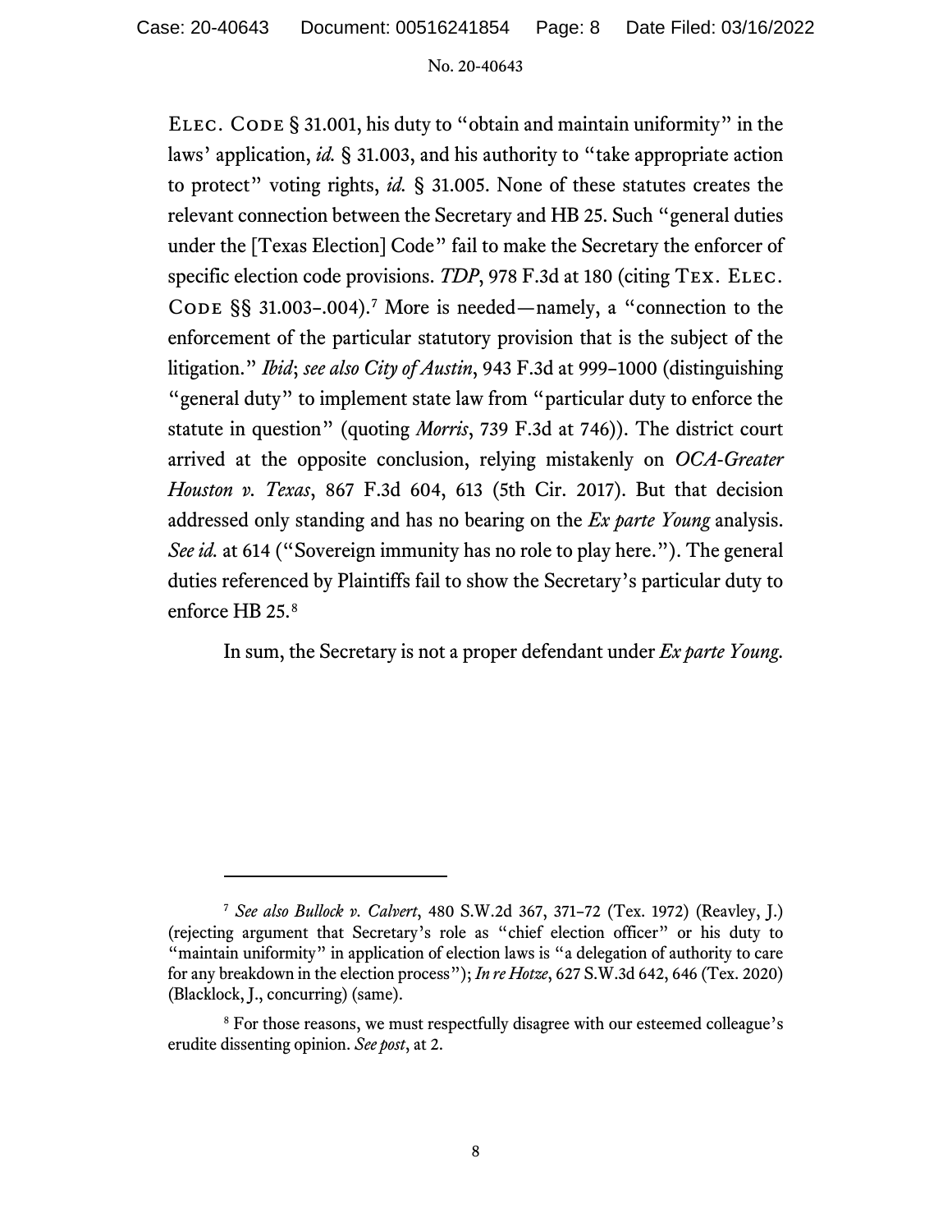ELEC. CODE § 31.001, his duty to "obtain and maintain uniformity" in the laws' application, *id.* § 31.003, and his authority to "take appropriate action to protect" voting rights, *id.* § 31.005. None of these statutes creates the relevant connection between the Secretary and HB 25. Such "general duties under the [Texas Election] Code" fail to make the Secretary the enforcer of specific election code provisions. *TDP*, 978 F.3d at 180 (citing TEX. ELEC. CODE §§ 31.003–.004).[7] More is needed—namely, a "connection to the enforcement of the particular statutory provision that is the subject of the litigation." *Ibid*; *see also City of Austin*, 943 F.3d at 999–1000 (distinguishing "general duty" to implement state law from "particular duty to enforce the statute in question" (quoting *Morris*, 739 F.3d at 746)). The district court arrived at the opposite conclusion, relying mistakenly on *OCA-Greater Houston v. Texas*, 867 F.3d 604, 613 (5th Cir. 2017). But that decision addressed only standing and has no bearing on the *Ex parte Young* analysis. *See id.* at 614 ("Sovereign immunity has no role to play here."). The general duties referenced by Plaintiffs fail to show the Secretary's particular duty to enforce HB 25.[8]

In sum, the Secretary is not a proper defendant under *Ex parte Young*.

---

[7] *See also Bullock v. Calvert*, 480 S.W.2d 367, 371–72 (Tex. 1972) (Reavley, J.) (rejecting argument that Secretary's role as "chief election officer" or his duty to "maintain uniformity" in application of election laws is "a delegation of authority to care for any breakdown in the election process"); *In re Hotze*, 627 S.W.3d 642, 646 (Tex. 2020) (Blacklock, J., concurring) (same).

[8] For those reasons, we must respectfully disagree with our esteemed colleague's erudite dissenting opinion. *See post*, at 2.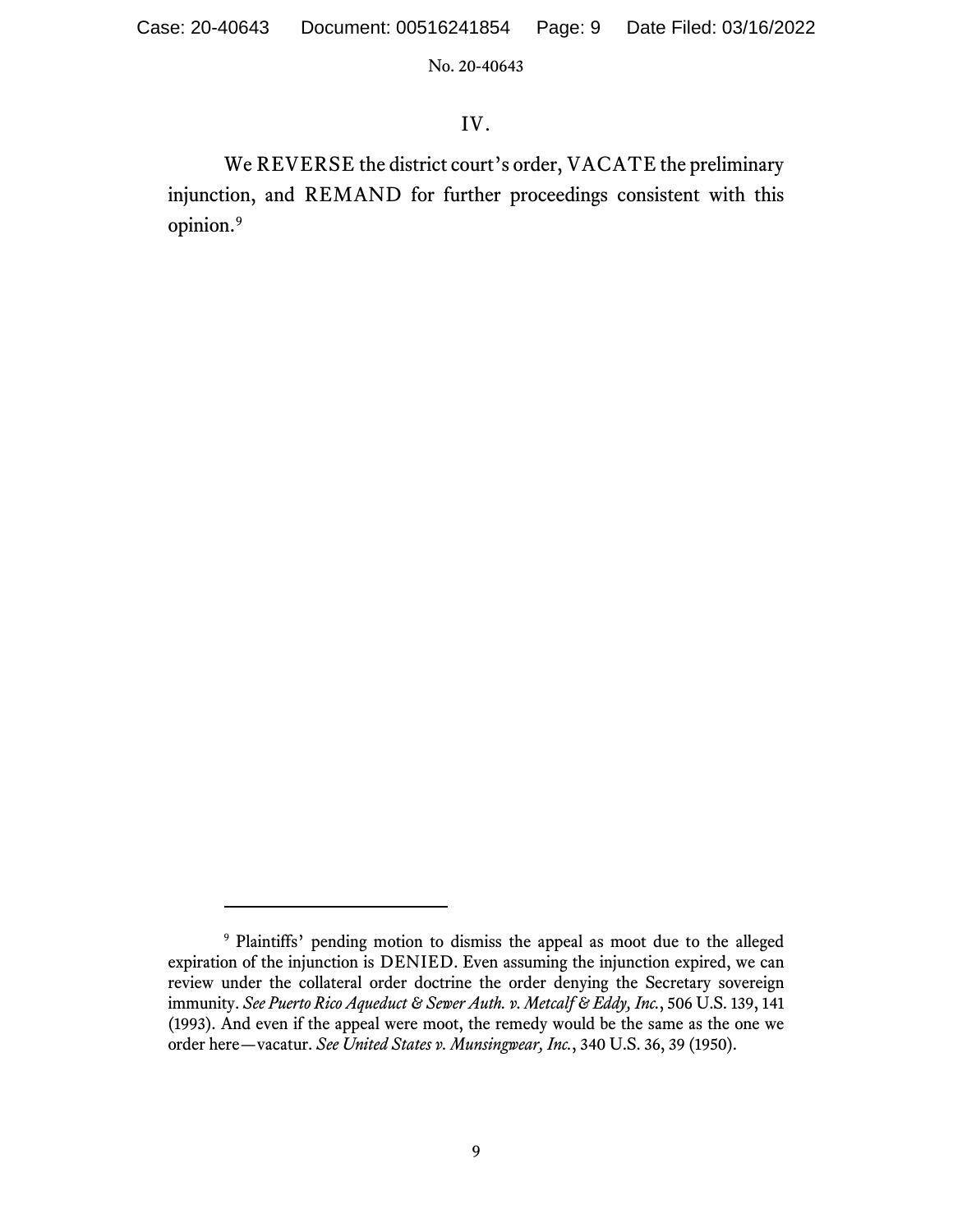## IV.

We REVERSE the district court's order, VACATE the preliminary injunction, and REMAND for further proceedings consistent with this opinion.[9]

---

[9] Plaintiffs' pending motion to dismiss the appeal as moot due to the alleged expiration of the injunction is DENIED. Even assuming the injunction expired, we can review under the collateral order doctrine the order denying the Secretary sovereign immunity. *See Puerto Rico Aqueduct & Sewer Auth. v. Metcalf & Eddy, Inc.*, 506 U.S. 139, 141 (1993). And even if the appeal were moot, the remedy would be the same as the one we order here—vacatur. *See United States v. Munsingwear, Inc.*, 340 U.S. 36, 39 (1950).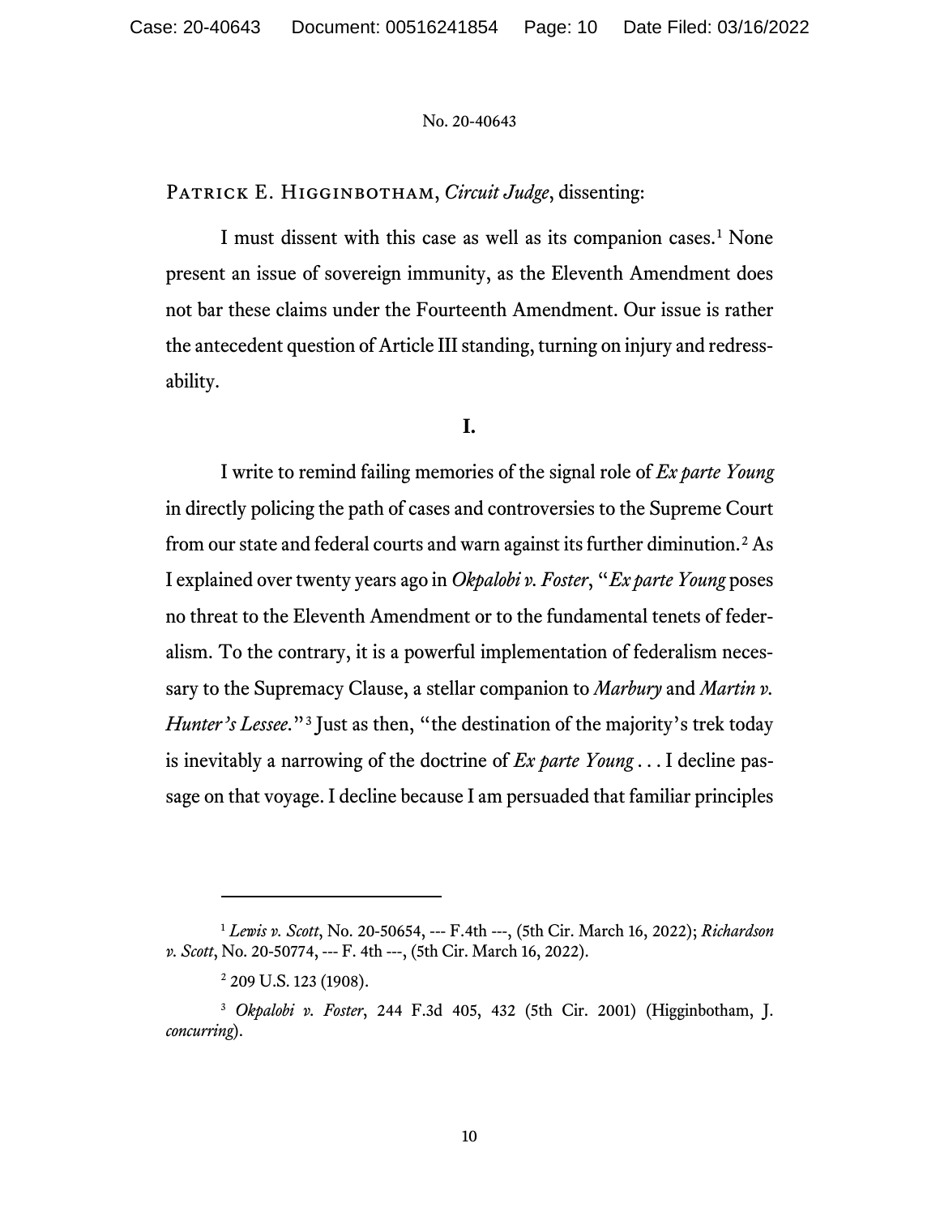No. 20-40643

Patrick E. Higginbotham, *Circuit Judge*, dissenting:

I must dissent with this case as well as its companion cases.[1] None present an issue of sovereign immunity, as the Eleventh Amendment does not bar these claims under the Fourteenth Amendment. Our issue is rather the antecedent question of Article III standing, turning on injury and redressability.

**I.**

I write to remind failing memories of the signal role of *Ex parte Young* in directly policing the path of cases and controversies to the Supreme Court from our state and federal courts and warn against its further diminution.[2] As I explained over twenty years ago in *Okpalobi v. Foster*, "*Ex parte Young* poses no threat to the Eleventh Amendment or to the fundamental tenets of federalism. To the contrary, it is a powerful implementation of federalism necessary to the Supremacy Clause, a stellar companion to *Marbury* and *Martin v. Hunter's Lessee*."[3] Just as then, "the destination of the majority's trek today is inevitably a narrowing of the doctrine of *Ex parte Young* . . . I decline passage on that voyage. I decline because I am persuaded that familiar principles

---

[1] *Lewis v. Scott*, No. 20-50654, --- F.4th ---, (5th Cir. March 16, 2022); *Richardson v. Scott*, No. 20-50774, --- F. 4th ---, (5th Cir. March 16, 2022).

[2] 209 U.S. 123 (1908).

[3] *Okpalobi v. Foster*, 244 F.3d 405, 432 (5th Cir. 2001) (Higginbotham, J. *concurring*).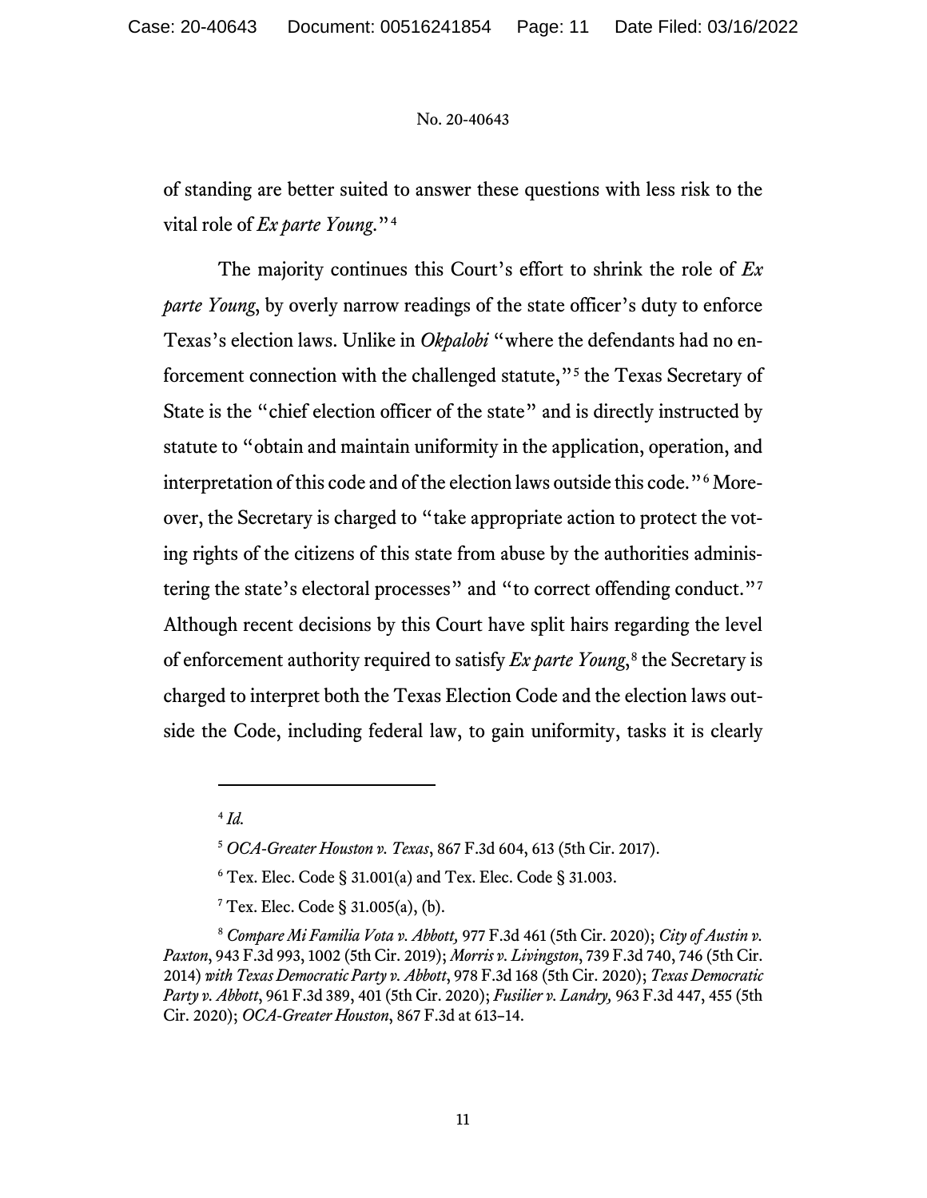of standing are better suited to answer these questions with less risk to the vital role of *Ex parte Young*."[4]

The majority continues this Court's effort to shrink the role of *Ex parte Young*, by overly narrow readings of the state officer's duty to enforce Texas's election laws. Unlike in *Okpalobi* "where the defendants had no enforcement connection with the challenged statute,"[5] the Texas Secretary of State is the "chief election officer of the state" and is directly instructed by statute to "obtain and maintain uniformity in the application, operation, and interpretation of this code and of the election laws outside this code."[6] Moreover, the Secretary is charged to "take appropriate action to protect the voting rights of the citizens of this state from abuse by the authorities administering the state's electoral processes" and "to correct offending conduct."[7] Although recent decisions by this Court have split hairs regarding the level of enforcement authority required to satisfy *Ex parte Young*,[8] the Secretary is charged to interpret both the Texas Election Code and the election laws outside the Code, including federal law, to gain uniformity, tasks it is clearly

---

[4] *Id.*

[5] *OCA-Greater Houston v. Texas*, 867 F.3d 604, 613 (5th Cir. 2017).

[6] Tex. Elec. Code § 31.001(a) and Tex. Elec. Code § 31.003.

[7] Tex. Elec. Code § 31.005(a), (b).

[8] *Compare Mi Familia Vota v. Abbott,* 977 F.3d 461 (5th Cir. 2020); *City of Austin v. Paxton*, 943 F.3d 993, 1002 (5th Cir. 2019); *Morris v. Livingston*, 739 F.3d 740, 746 (5th Cir. 2014) *with Texas Democratic Party v. Abbott*, 978 F.3d 168 (5th Cir. 2020); *Texas Democratic Party v. Abbott*, 961 F.3d 389, 401 (5th Cir. 2020); *Fusilier v. Landry,* 963 F.3d 447, 455 (5th Cir. 2020); *OCA-Greater Houston*, 867 F.3d at 613–14.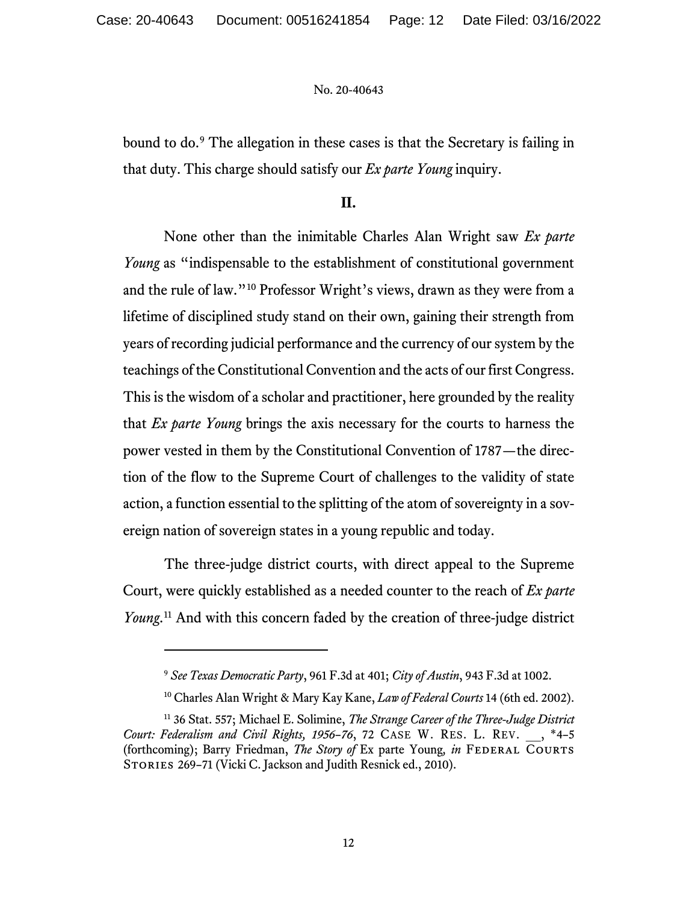bound to do.[9] The allegation in these cases is that the Secretary is failing in that duty. This charge should satisfy our *Ex parte Young* inquiry.

## II.

None other than the inimitable Charles Alan Wright saw *Ex parte Young* as "indispensable to the establishment of constitutional government and the rule of law."[10] Professor Wright's views, drawn as they were from a lifetime of disciplined study stand on their own, gaining their strength from years of recording judicial performance and the currency of our system by the teachings of the Constitutional Convention and the acts of our first Congress. This is the wisdom of a scholar and practitioner, here grounded by the reality that *Ex parte Young* brings the axis necessary for the courts to harness the power vested in them by the Constitutional Convention of 1787—the direction of the flow to the Supreme Court of challenges to the validity of state action, a function essential to the splitting of the atom of sovereignty in a sovereign nation of sovereign states in a young republic and today.

The three-judge district courts, with direct appeal to the Supreme Court, were quickly established as a needed counter to the reach of *Ex parte Young*.[11] And with this concern faded by the creation of three-judge district

---

[9] *See Texas Democratic Party*, 961 F.3d at 401; *City of Austin*, 943 F.3d at 1002.

[10] Charles Alan Wright & Mary Kay Kane, *Law of Federal Courts* 14 (6th ed. 2002).

[11] 36 Stat. 557; Michael E. Solimine, *The Strange Career of the Three-Judge District Court: Federalism and Civil Rights, 1956–76*, 72 CASE W. RES. L. REV. __, *4–5 (forthcoming); Barry Friedman, *The Story of* Ex parte Young, *in* FEDERAL COURTS STORIES 269–71 (Vicki C. Jackson and Judith Resnick ed., 2010).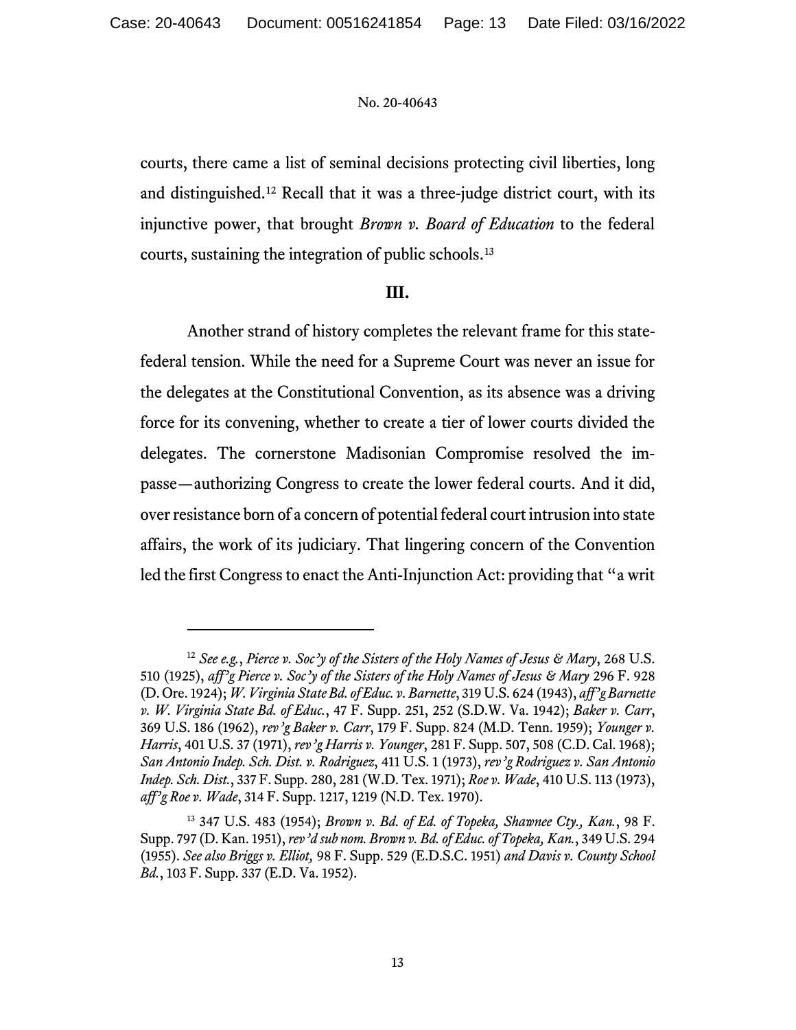courts, there came a list of seminal decisions protecting civil liberties, long and distinguished.[12] Recall that it was a three-judge district court, with its injunctive power, that brought *Brown v. Board of Education* to the federal courts, sustaining the integration of public schools.[13]

## III.

Another strand of history completes the relevant frame for this state-federal tension. While the need for a Supreme Court was never an issue for the delegates at the Constitutional Convention, as its absence was a driving force for its convening, whether to create a tier of lower courts divided the delegates. The cornerstone Madisonian Compromise resolved the impasse—authorizing Congress to create the lower federal courts. And it did, over resistance born of a concern of potential federal court intrusion into state affairs, the work of its judiciary. That lingering concern of the Convention led the first Congress to enact the Anti-Injunction Act: providing that "a writ

---

[12] *See e.g.*, *Pierce v. Soc'y of the Sisters of the Holy Names of Jesus & Mary*, 268 U.S. 510 (1925), *aff'g Pierce v. Soc'y of the Sisters of the Holy Names of Jesus & Mary* 296 F. 928 (D. Ore. 1924); *W. Virginia State Bd. of Educ. v. Barnette*, 319 U.S. 624 (1943), *aff'g Barnette v. W. Virginia State Bd. of Educ.*, 47 F. Supp. 251, 252 (S.D.W. Va. 1942); *Baker v. Carr*, 369 U.S. 186 (1962), *rev'g Baker v. Carr*, 179 F. Supp. 824 (M.D. Tenn. 1959); *Younger v. Harris*, 401 U.S. 37 (1971), *rev'g Harris v. Younger*, 281 F. Supp. 507, 508 (C.D. Cal. 1968); *San Antonio Indep. Sch. Dist. v. Rodriguez*, 411 U.S. 1 (1973), *rev'g Rodriguez v. San Antonio Indep. Sch. Dist.*, 337 F. Supp. 280, 281 (W.D. Tex. 1971); *Roe v. Wade*, 410 U.S. 113 (1973), *aff'g Roe v. Wade*, 314 F. Supp. 1217, 1219 (N.D. Tex. 1970).

[13] 347 U.S. 483 (1954); *Brown v. Bd. of Ed. of Topeka, Shawnee Cty., Kan.*, 98 F. Supp. 797 (D. Kan. 1951), *rev'd sub nom. Brown v. Bd. of Educ. of Topeka, Kan.*, 349 U.S. 294 (1955). *See also Briggs v. Elliot,* 98 F. Supp. 529 (E.D.S.C. 1951) *and Davis v. County School Bd.*, 103 F. Supp. 337 (E.D. Va. 1952).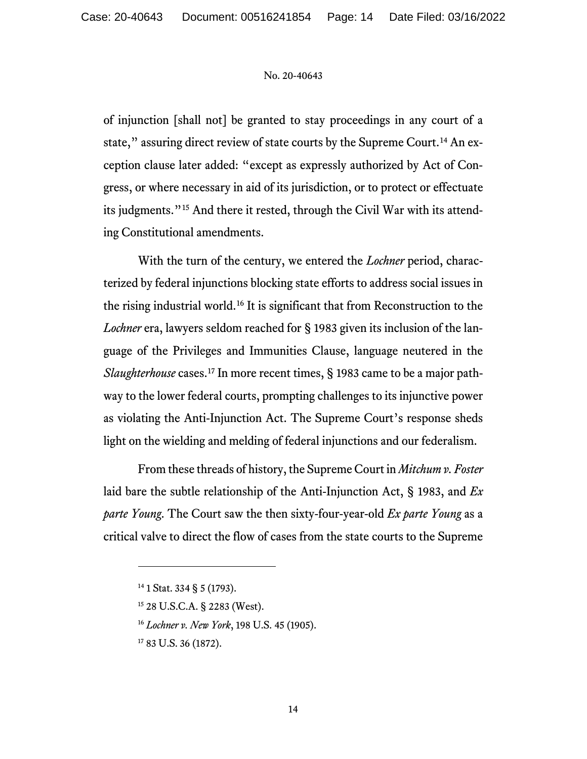of injunction [shall not] be granted to stay proceedings in any court of a state," assuring direct review of state courts by the Supreme Court.[14] An exception clause later added: "except as expressly authorized by Act of Congress, or where necessary in aid of its jurisdiction, or to protect or effectuate its judgments."[15] And there it rested, through the Civil War with its attending Constitutional amendments.

With the turn of the century, we entered the *Lochner* period, characterized by federal injunctions blocking state efforts to address social issues in the rising industrial world.[16] It is significant that from Reconstruction to the *Lochner* era, lawyers seldom reached for § 1983 given its inclusion of the language of the Privileges and Immunities Clause, language neutered in the *Slaughterhouse* cases.[17] In more recent times, § 1983 came to be a major pathway to the lower federal courts, prompting challenges to its injunctive power as violating the Anti-Injunction Act. The Supreme Court's response sheds light on the wielding and melding of federal injunctions and our federalism.

From these threads of history, the Supreme Court in *Mitchum v. Foster* laid bare the subtle relationship of the Anti-Injunction Act, § 1983, and *Ex parte Young*. The Court saw the then sixty-four-year-old *Ex parte Young* as a critical valve to direct the flow of cases from the state courts to the Supreme

---

[14] 1 Stat. 334 § 5 (1793).

[15] 28 U.S.C.A. § 2283 (West).

[16] *Lochner v. New York*, 198 U.S. 45 (1905).

[17] 83 U.S. 36 (1872).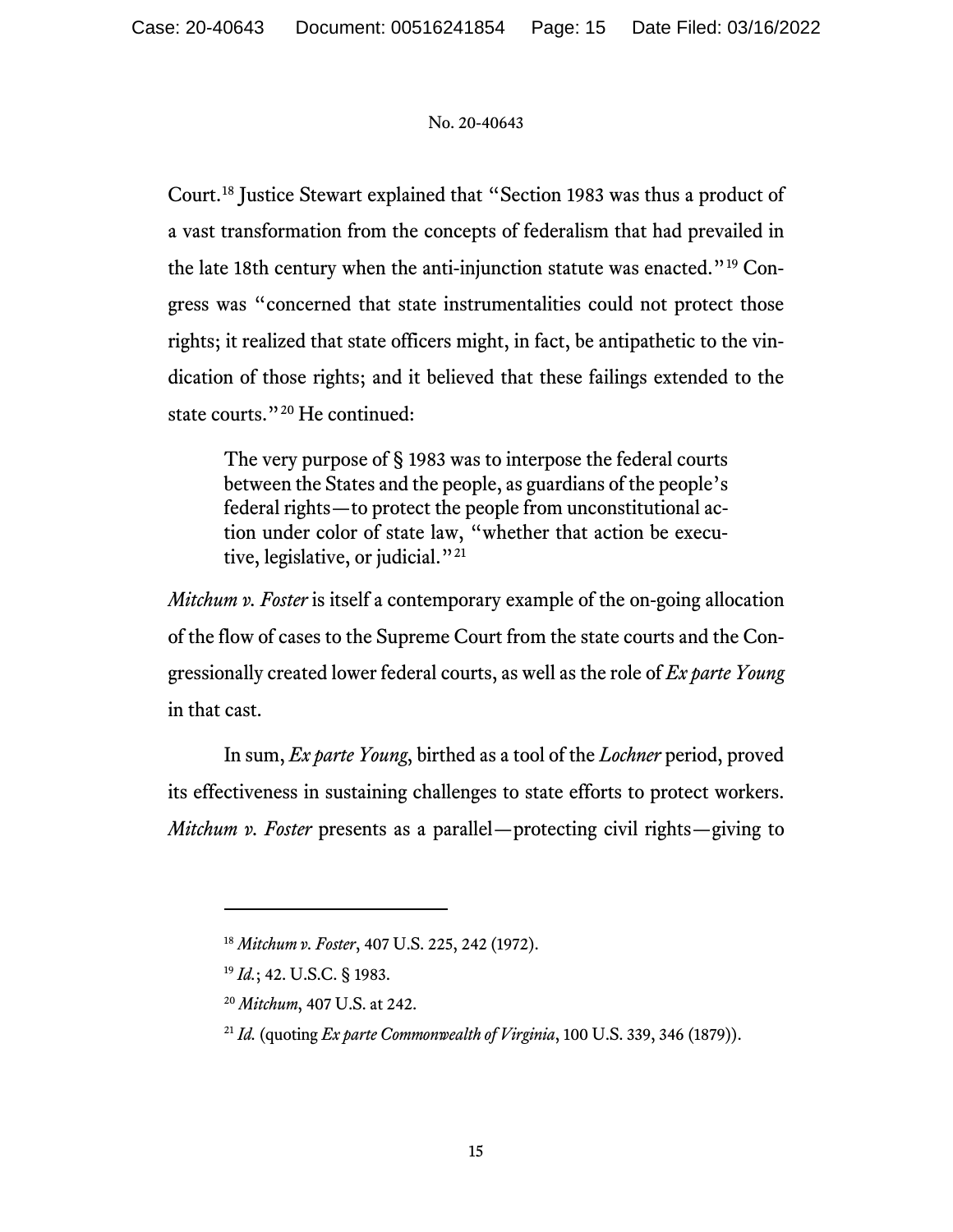Court.[18] Justice Stewart explained that "Section 1983 was thus a product of a vast transformation from the concepts of federalism that had prevailed in the late 18th century when the anti-injunction statute was enacted."[19] Congress was "concerned that state instrumentalities could not protect those rights; it realized that state officers might, in fact, be antipathetic to the vindication of those rights; and it believed that these failings extended to the state courts."[20] He continued:

> The very purpose of § 1983 was to interpose the federal courts between the States and the people, as guardians of the people's federal rights—to protect the people from unconstitutional action under color of state law, "whether that action be executive, legislative, or judicial."[21]

*Mitchum v. Foster* is itself a contemporary example of the on-going allocation of the flow of cases to the Supreme Court from the state courts and the Congressionally created lower federal courts, as well as the role of *Ex parte Young* in that cast.

In sum, *Ex parte Young*, birthed as a tool of the *Lochner* period, proved its effectiveness in sustaining challenges to state efforts to protect workers. *Mitchum v. Foster* presents as a parallel—protecting civil rights—giving to

---

[18] *Mitchum v. Foster*, 407 U.S. 225, 242 (1972).

[19] *Id.*; 42. U.S.C. § 1983.

[20] *Mitchum*, 407 U.S. at 242.

[21] *Id.* (quoting *Ex parte Commonwealth of Virginia*, 100 U.S. 339, 346 (1879)).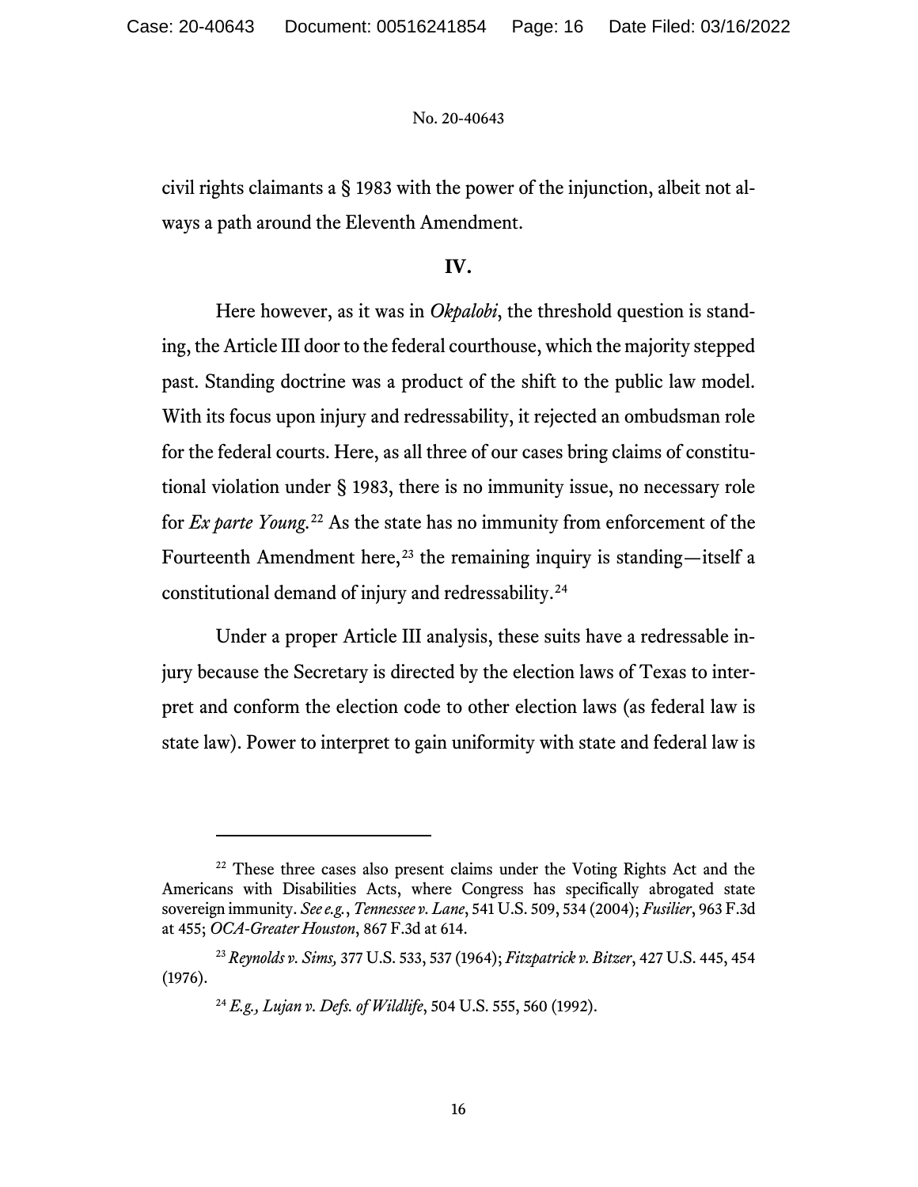civil rights claimants a § 1983 with the power of the injunction, albeit not always a path around the Eleventh Amendment.

## IV.

Here however, as it was in *Okpalobi*, the threshold question is standing, the Article III door to the federal courthouse, which the majority stepped past. Standing doctrine was a product of the shift to the public law model. With its focus upon injury and redressability, it rejected an ombudsman role for the federal courts. Here, as all three of our cases bring claims of constitutional violation under § 1983, there is no immunity issue, no necessary role for *Ex parte Young*.[22] As the state has no immunity from enforcement of the Fourteenth Amendment here,[23] the remaining inquiry is standing—itself a constitutional demand of injury and redressability.[24]

Under a proper Article III analysis, these suits have a redressable injury because the Secretary is directed by the election laws of Texas to interpret and conform the election code to other election laws (as federal law is state law). Power to interpret to gain uniformity with state and federal law is

---

[22] These three cases also present claims under the Voting Rights Act and the Americans with Disabilities Acts, where Congress has specifically abrogated state sovereign immunity. *See e.g.*, *Tennessee v. Lane*, 541 U.S. 509, 534 (2004); *Fusilier*, 963 F.3d at 455; *OCA-Greater Houston*, 867 F.3d at 614.

[23] *Reynolds v. Sims,* 377 U.S. 533, 537 (1964); *Fitzpatrick v. Bitzer*, 427 U.S. 445, 454 (1976).

[24] *E.g., Lujan v. Defs. of Wildlife*, 504 U.S. 555, 560 (1992).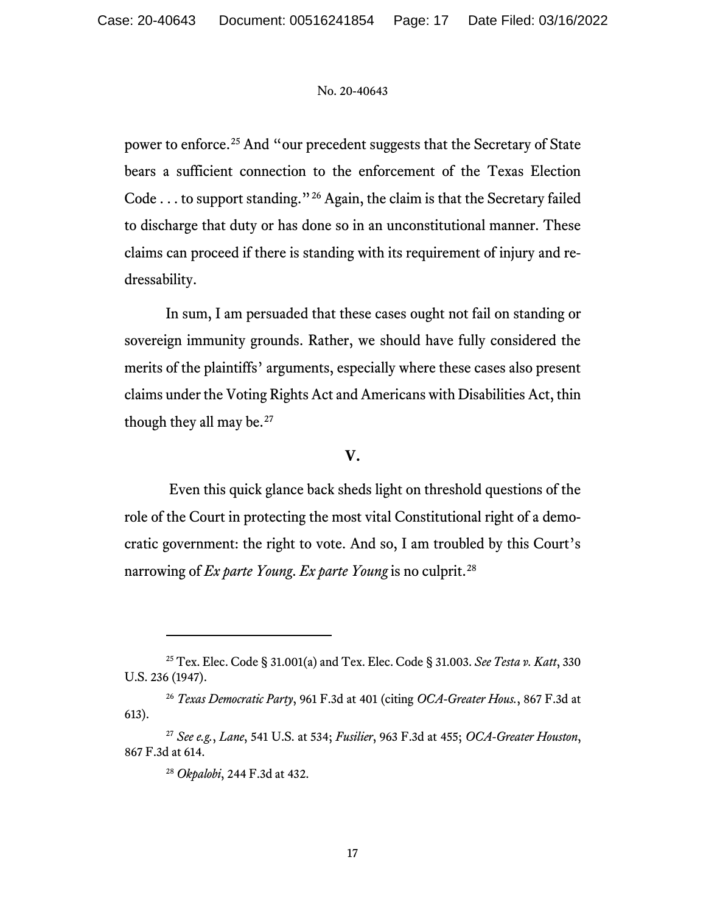power to enforce.[25] And "our precedent suggests that the Secretary of State bears a sufficient connection to the enforcement of the Texas Election Code . . . to support standing."[26] Again, the claim is that the Secretary failed to discharge that duty or has done so in an unconstitutional manner. These claims can proceed if there is standing with its requirement of injury and redressability.

In sum, I am persuaded that these cases ought not fail on standing or sovereign immunity grounds. Rather, we should have fully considered the merits of the plaintiffs' arguments, especially where these cases also present claims under the Voting Rights Act and Americans with Disabilities Act, thin though they all may be.[27]

## V.

Even this quick glance back sheds light on threshold questions of the role of the Court in protecting the most vital Constitutional right of a democratic government: the right to vote. And so, I am troubled by this Court's narrowing of *Ex parte Young*. *Ex parte Young* is no culprit.[28]

---

[25] Tex. Elec. Code § 31.001(a) and Tex. Elec. Code § 31.003. *See Testa v. Katt*, 330 U.S. 236 (1947).

[26] *Texas Democratic Party*, 961 F.3d at 401 (citing *OCA-Greater Hous.*, 867 F.3d at 613).

[27] *See e.g.*, *Lane*, 541 U.S. at 534; *Fusilier*, 963 F.3d at 455; *OCA-Greater Houston*, 867 F.3d at 614.

[28] *Okpalobi*, 244 F.3d at 432.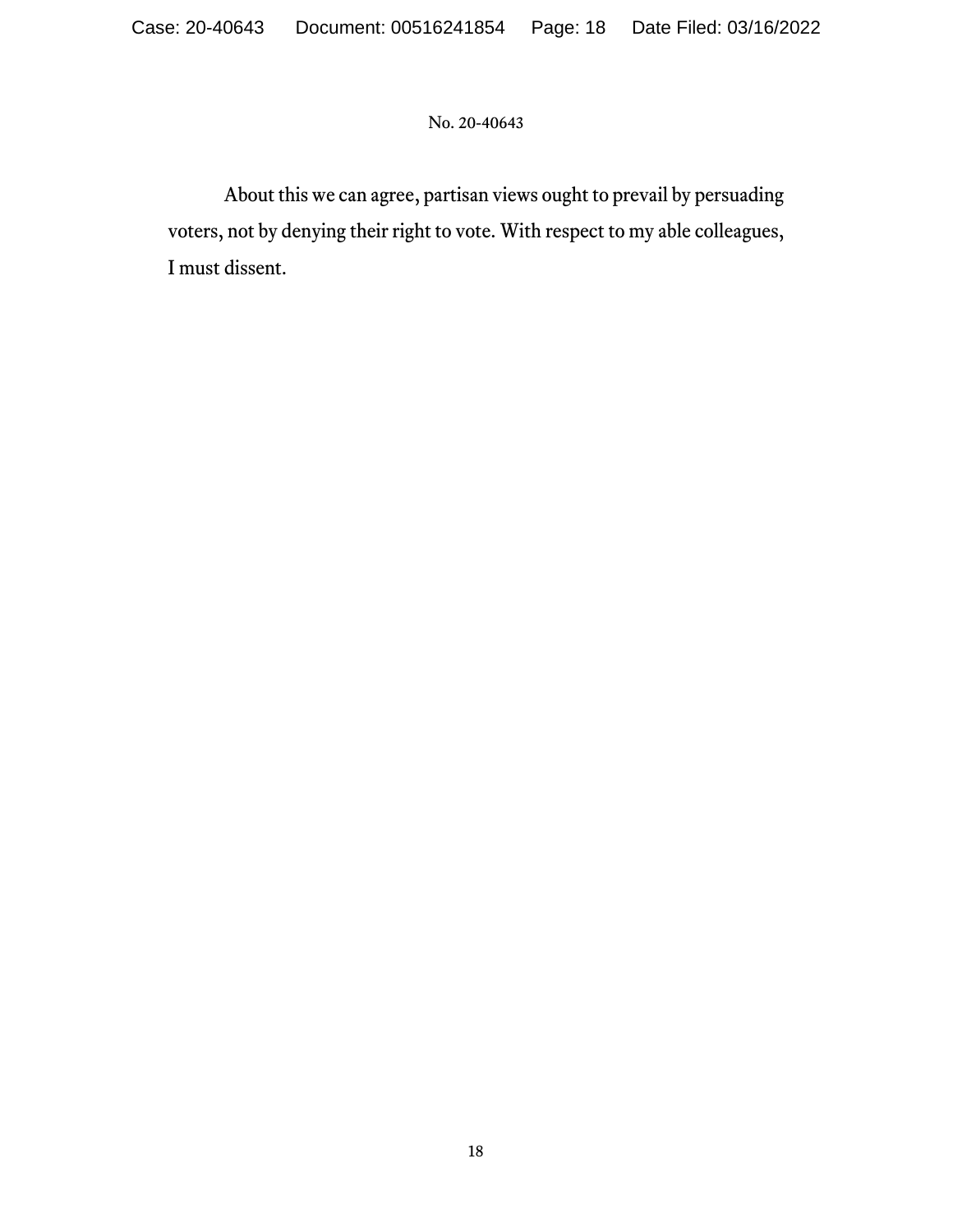About this we can agree, partisan views ought to prevail by persuading voters, not by denying their right to vote. With respect to my able colleagues, I must dissent.